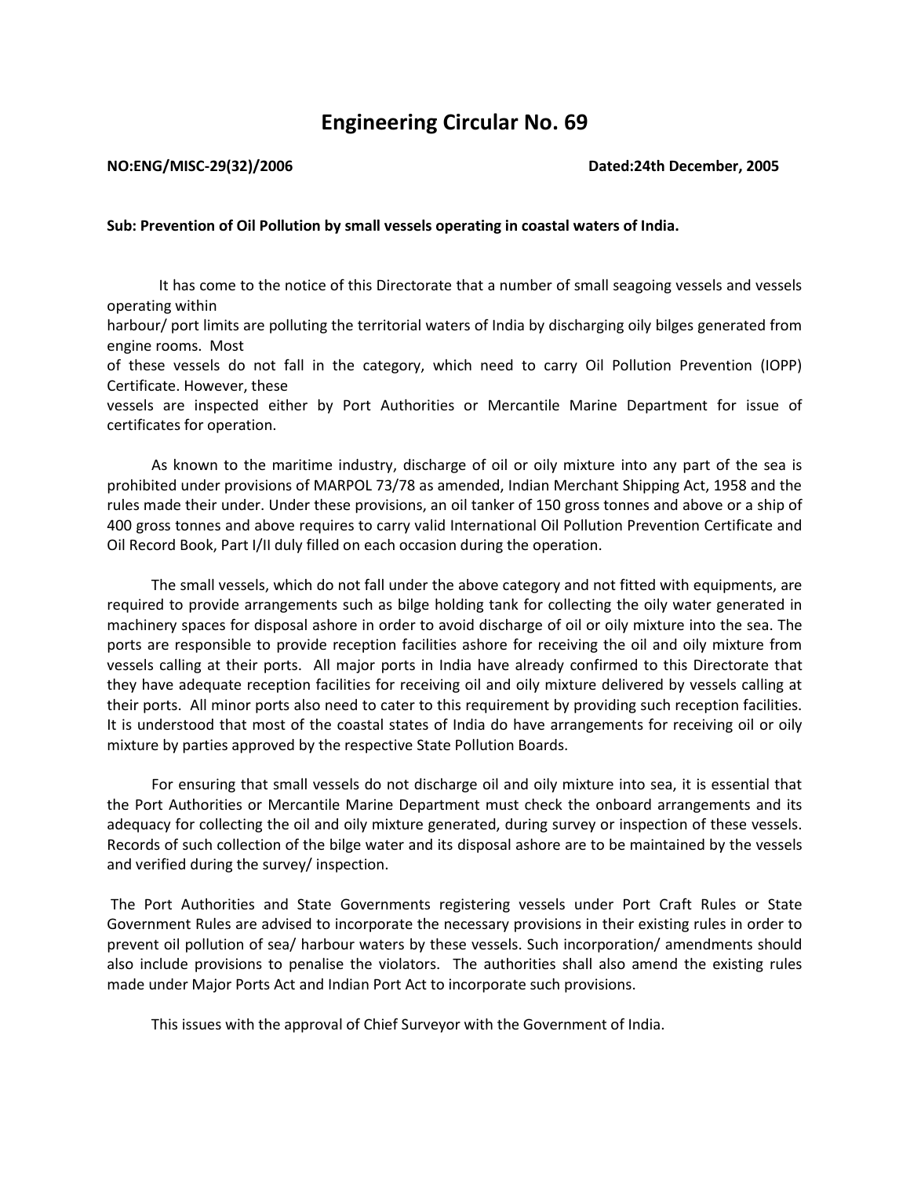# Engineering Circular No. 69

**NO:ENG/MISC-29(32)/2006** **Dated:24th December, 2005**

**Sub: Prevention of Oil Pollution by small vessels operating in coastal waters of India.**

It has come to the notice of this Directorate that a number of small seagoing vessels and vessels operating within harbour/ port limits are polluting the territorial waters of India by discharging oily bilges generated from engine rooms. Most of these vessels do not fall in the category, which need to carry Oil Pollution Prevention (IOPP) Certificate. However, these vessels are inspected either by Port Authorities or Mercantile Marine Department for issue of certificates for operation.

As known to the maritime industry, discharge of oil or oily mixture into any part of the sea is prohibited under provisions of MARPOL 73/78 as amended, Indian Merchant Shipping Act, 1958 and the rules made their under. Under these provisions, an oil tanker of 150 gross tonnes and above or a ship of 400 gross tonnes and above requires to carry valid International Oil Pollution Prevention Certificate and Oil Record Book, Part I/II duly filled on each occasion during the operation.

The small vessels, which do not fall under the above category and not fitted with equipments, are required to provide arrangements such as bilge holding tank for collecting the oily water generated in machinery spaces for disposal ashore in order to avoid discharge of oil or oily mixture into the sea. The ports are responsible to provide reception facilities ashore for receiving the oil and oily mixture from vessels calling at their ports. All major ports in India have already confirmed to this Directorate that they have adequate reception facilities for receiving oil and oily mixture delivered by vessels calling at their ports. All minor ports also need to cater to this requirement by providing such reception facilities. It is understood that most of the coastal states of India do have arrangements for receiving oil or oily mixture by parties approved by the respective State Pollution Boards.

For ensuring that small vessels do not discharge oil and oily mixture into sea, it is essential that the Port Authorities or Mercantile Marine Department must check the onboard arrangements and its adequacy for collecting the oil and oily mixture generated, during survey or inspection of these vessels. Records of such collection of the bilge water and its disposal ashore are to be maintained by the vessels and verified during the survey/ inspection.

The Port Authorities and State Governments registering vessels under Port Craft Rules or State Government Rules are advised to incorporate the necessary provisions in their existing rules in order to prevent oil pollution of sea/ harbour waters by these vessels. Such incorporation/ amendments should also include provisions to penalise the violators. The authorities shall also amend the existing rules made under Major Ports Act and Indian Port Act to incorporate such provisions.

This issues with the approval of Chief Surveyor with the Government of India.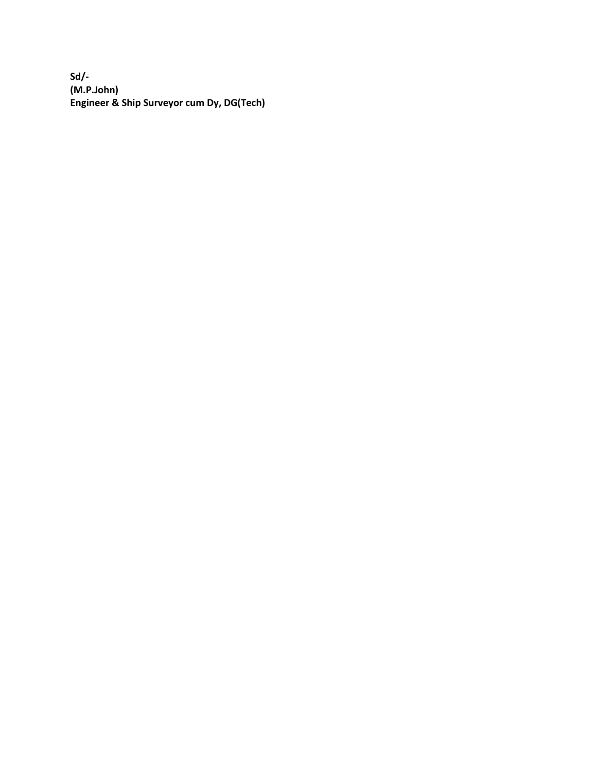**Sd/-**
**(M.P.John)**
**Engineer & Ship Surveyor cum Dy, DG(Tech)**